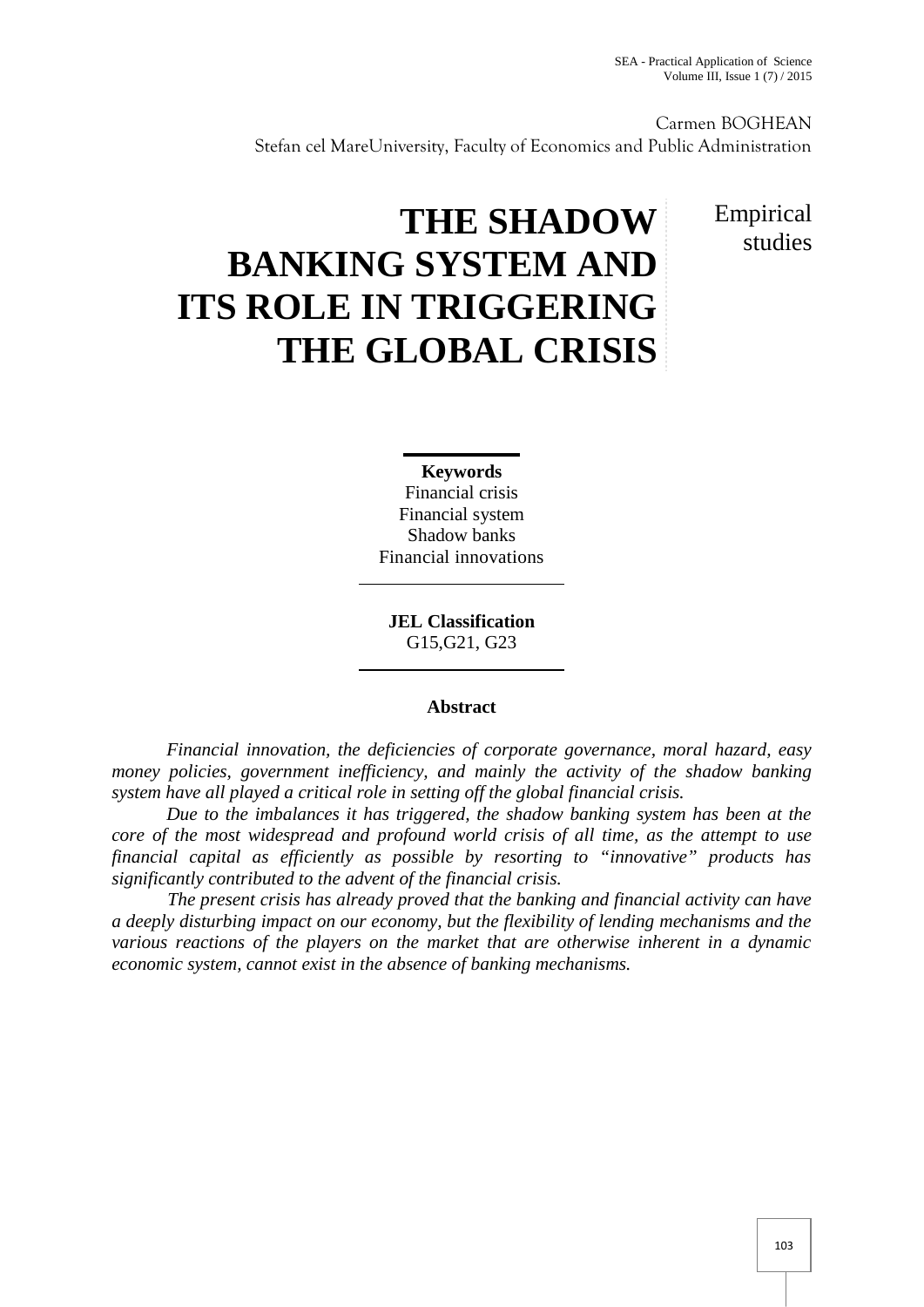Carmen BOGHEAN
Stefan cel MareUniversity, Faculty of Economics and Public Administration

# THE SHADOW BANKING SYSTEM AND ITS ROLE IN TRIGGERING THE GLOBAL CRISIS

Empirical studies

**Keywords**
Financial crisis
Financial system
Shadow banks
Financial innovations

**JEL Classification**
G15,G21, G23

**Abstract**

*Financial innovation, the deficiencies of corporate governance, moral hazard, easy money policies, government inefficiency, and mainly the activity of the shadow banking system have all played a critical role in setting off the global financial crisis.*

*Due to the imbalances it has triggered, the shadow banking system has been at the core of the most widespread and profound world crisis of all time, as the attempt to use financial capital as efficiently as possible by resorting to "innovative" products has significantly contributed to the advent of the financial crisis.*

*The present crisis has already proved that the banking and financial activity can have a deeply disturbing impact on our economy, but the flexibility of lending mechanisms and the various reactions of the players on the market that are otherwise inherent in a dynamic economic system, cannot exist in the absence of banking mechanisms.*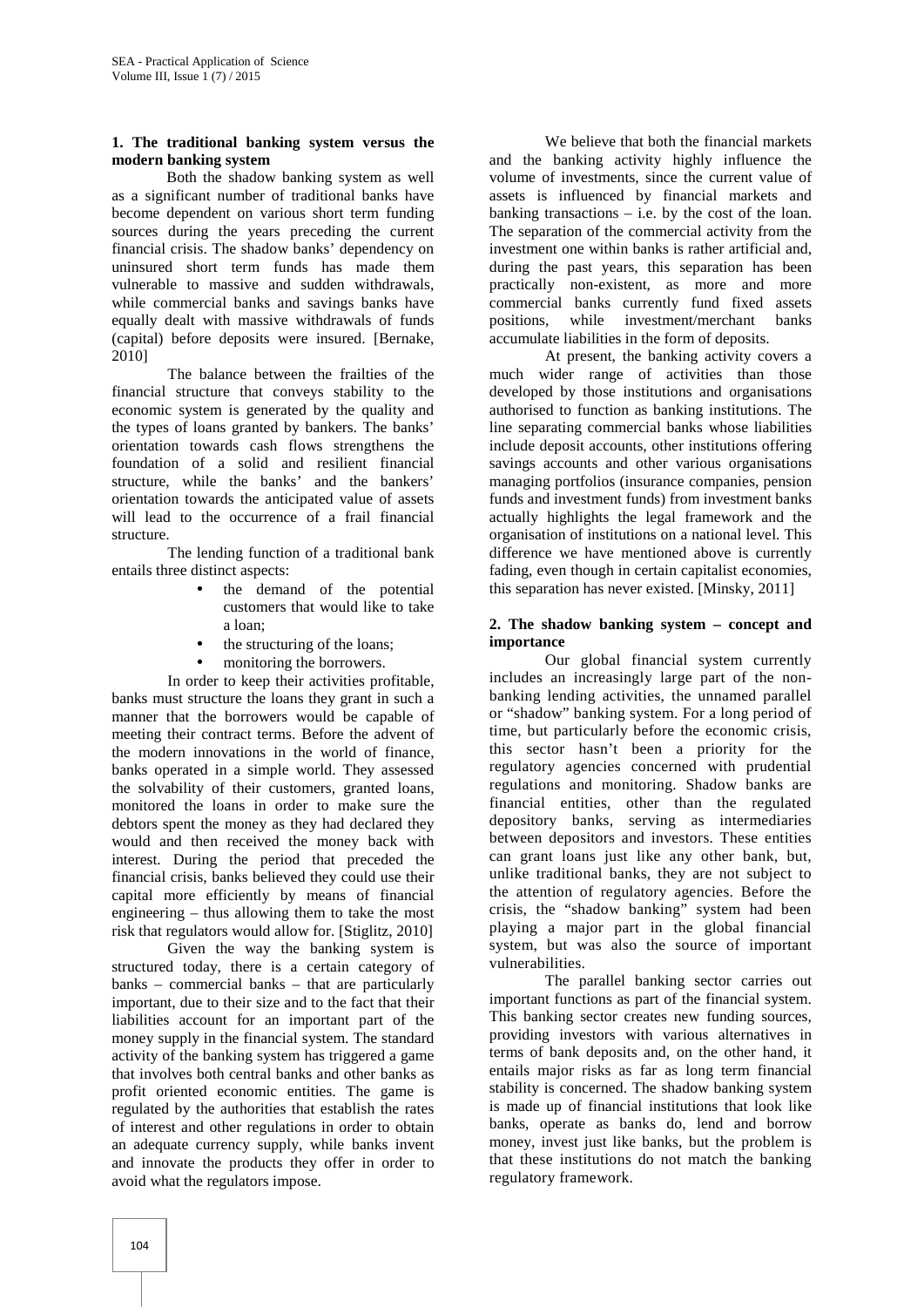## 1. The traditional banking system versus the modern banking system

Both the shadow banking system as well as a significant number of traditional banks have become dependent on various short term funding sources during the years preceding the current financial crisis. The shadow banks' dependency on uninsured short term funds has made them vulnerable to massive and sudden withdrawals, while commercial banks and savings banks have equally dealt with massive withdrawals of funds (capital) before deposits were insured. [Bernake, 2010]

The balance between the frailties of the financial structure that conveys stability to the economic system is generated by the quality and the types of loans granted by bankers. The banks' orientation towards cash flows strengthens the foundation of a solid and resilient financial structure, while the banks' and the bankers' orientation towards the anticipated value of assets will lead to the occurrence of a frail financial structure.

The lending function of a traditional bank entails three distinct aspects:

- the demand of the potential customers that would like to take a loan;
- the structuring of the loans;
- monitoring the borrowers.

In order to keep their activities profitable, banks must structure the loans they grant in such a manner that the borrowers would be capable of meeting their contract terms. Before the advent of the modern innovations in the world of finance, banks operated in a simple world. They assessed the solvability of their customers, granted loans, monitored the loans in order to make sure the debtors spent the money as they had declared they would and then received the money back with interest. During the period that preceded the financial crisis, banks believed they could use their capital more efficiently by means of financial engineering – thus allowing them to take the most risk that regulators would allow for. [Stiglitz, 2010]

Given the way the banking system is structured today, there is a certain category of banks – commercial banks – that are particularly important, due to their size and to the fact that their liabilities account for an important part of the money supply in the financial system. The standard activity of the banking system has triggered a game that involves both central banks and other banks as profit oriented economic entities. The game is regulated by the authorities that establish the rates of interest and other regulations in order to obtain an adequate currency supply, while banks invent and innovate the products they offer in order to avoid what the regulators impose.

We believe that both the financial markets and the banking activity highly influence the volume of investments, since the current value of assets is influenced by financial markets and banking transactions – i.e. by the cost of the loan. The separation of the commercial activity from the investment one within banks is rather artificial and, during the past years, this separation has been practically non-existent, as more and more commercial banks currently fund fixed assets positions, while investment/merchant banks accumulate liabilities in the form of deposits.

At present, the banking activity covers a much wider range of activities than those developed by those institutions and organisations authorised to function as banking institutions. The line separating commercial banks whose liabilities include deposit accounts, other institutions offering savings accounts and other various organisations managing portfolios (insurance companies, pension funds and investment funds) from investment banks actually highlights the legal framework and the organisation of institutions on a national level. This difference we have mentioned above is currently fading, even though in certain capitalist economies, this separation has never existed. [Minsky, 2011]

## 2. The shadow banking system – concept and importance

Our global financial system currently includes an increasingly large part of the non-banking lending activities, the unnamed parallel or "shadow" banking system. For a long period of time, but particularly before the economic crisis, this sector hasn't been a priority for the regulatory agencies concerned with prudential regulations and monitoring. Shadow banks are financial entities, other than the regulated depository banks, serving as intermediaries between depositors and investors. These entities can grant loans just like any other bank, but, unlike traditional banks, they are not subject to the attention of regulatory agencies. Before the crisis, the "shadow banking" system had been playing a major part in the global financial system, but was also the source of important vulnerabilities.

The parallel banking sector carries out important functions as part of the financial system. This banking sector creates new funding sources, providing investors with various alternatives in terms of bank deposits and, on the other hand, it entails major risks as far as long term financial stability is concerned. The shadow banking system is made up of financial institutions that look like banks, operate as banks do, lend and borrow money, invest just like banks, but the problem is that these institutions do not match the banking regulatory framework.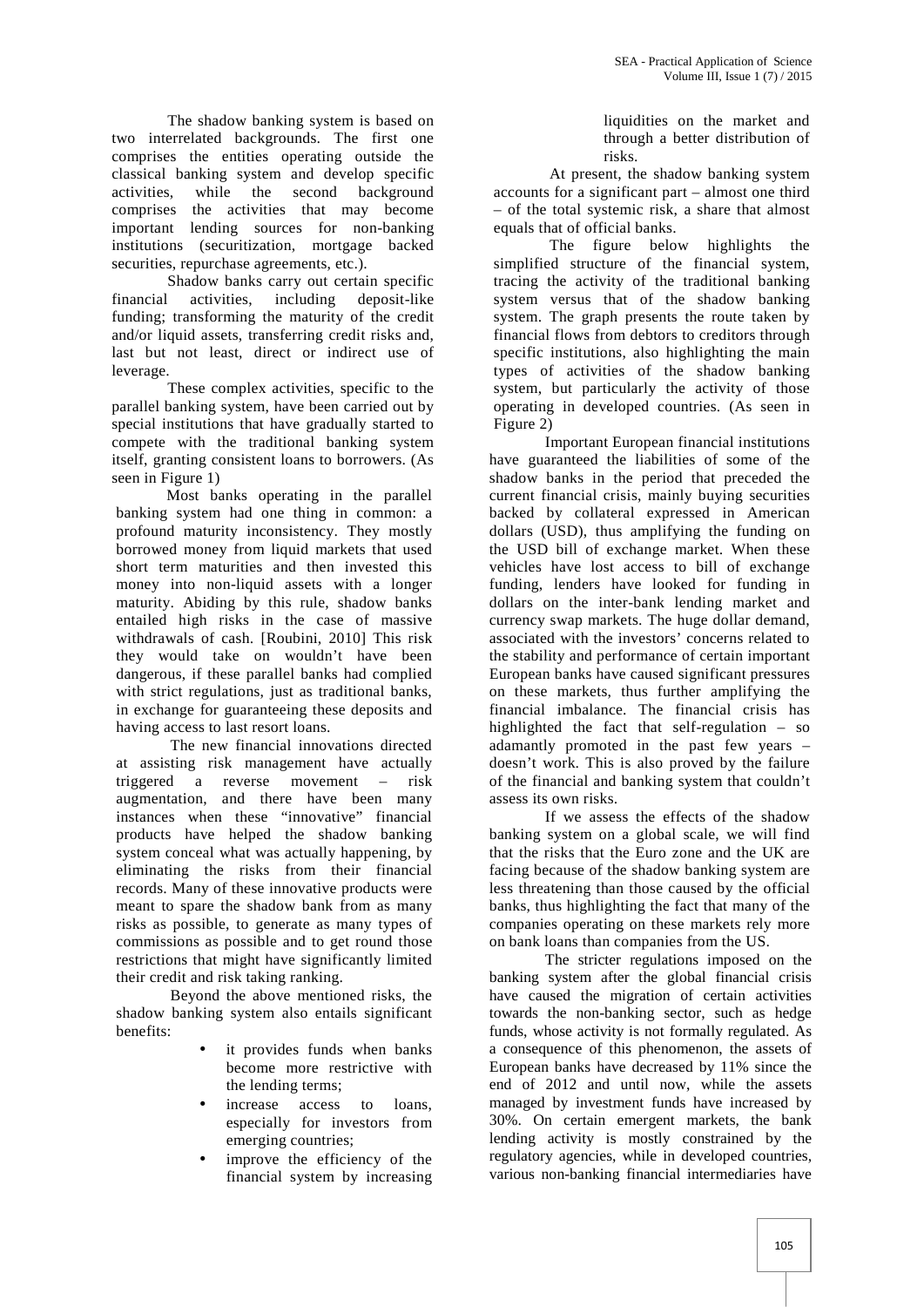The shadow banking system is based on two interrelated backgrounds. The first one comprises the entities operating outside the classical banking system and develop specific activities, while the second background comprises the activities that may become important lending sources for non-banking institutions (securitization, mortgage backed securities, repurchase agreements, etc.).

Shadow banks carry out certain specific financial activities, including deposit-like funding; transforming the maturity of the credit and/or liquid assets, transferring credit risks and, last but not least, direct or indirect use of leverage.

These complex activities, specific to the parallel banking system, have been carried out by special institutions that have gradually started to compete with the traditional banking system itself, granting consistent loans to borrowers. (As seen in Figure 1)

Most banks operating in the parallel banking system had one thing in common: a profound maturity inconsistency. They mostly borrowed money from liquid markets that used short term maturities and then invested this money into non-liquid assets with a longer maturity. Abiding by this rule, shadow banks entailed high risks in the case of massive withdrawals of cash. [Roubini, 2010] This risk they would take on wouldn't have been dangerous, if these parallel banks had complied with strict regulations, just as traditional banks, in exchange for guaranteeing these deposits and having access to last resort loans.

The new financial innovations directed at assisting risk management have actually triggered a reverse movement – risk augmentation, and there have been many instances when these "innovative" financial products have helped the shadow banking system conceal what was actually happening, by eliminating the risks from their financial records. Many of these innovative products were meant to spare the shadow bank from as many risks as possible, to generate as many types of commissions as possible and to get round those restrictions that might have significantly limited their credit and risk taking ranking.

Beyond the above mentioned risks, the shadow banking system also entails significant benefits:

- it provides funds when banks become more restrictive with the lending terms;
- increase access to loans, especially for investors from emerging countries;
- improve the efficiency of the financial system by increasing liquidities on the market and through a better distribution of risks.

At present, the shadow banking system accounts for a significant part – almost one third – of the total systemic risk, a share that almost equals that of official banks.

The figure below highlights the simplified structure of the financial system, tracing the activity of the traditional banking system versus that of the shadow banking system. The graph presents the route taken by financial flows from debtors to creditors through specific institutions, also highlighting the main types of activities of the shadow banking system, but particularly the activity of those operating in developed countries. (As seen in Figure 2)

Important European financial institutions have guaranteed the liabilities of some of the shadow banks in the period that preceded the current financial crisis, mainly buying securities backed by collateral expressed in American dollars (USD), thus amplifying the funding on the USD bill of exchange market. When these vehicles have lost access to bill of exchange funding, lenders have looked for funding in dollars on the inter-bank lending market and currency swap markets. The huge dollar demand, associated with the investors' concerns related to the stability and performance of certain important European banks have caused significant pressures on these markets, thus further amplifying the financial imbalance. The financial crisis has highlighted the fact that self-regulation – so adamantly promoted in the past few years – doesn't work. This is also proved by the failure of the financial and banking system that couldn't assess its own risks.

If we assess the effects of the shadow banking system on a global scale, we will find that the risks that the Euro zone and the UK are facing because of the shadow banking system are less threatening than those caused by the official banks, thus highlighting the fact that many of the companies operating on these markets rely more on bank loans than companies from the US.

The stricter regulations imposed on the banking system after the global financial crisis have caused the migration of certain activities towards the non-banking sector, such as hedge funds, whose activity is not formally regulated. As a consequence of this phenomenon, the assets of European banks have decreased by 11% since the end of 2012 and until now, while the assets managed by investment funds have increased by 30%. On certain emergent markets, the bank lending activity is mostly constrained by the regulatory agencies, while in developed countries, various non-banking financial intermediaries have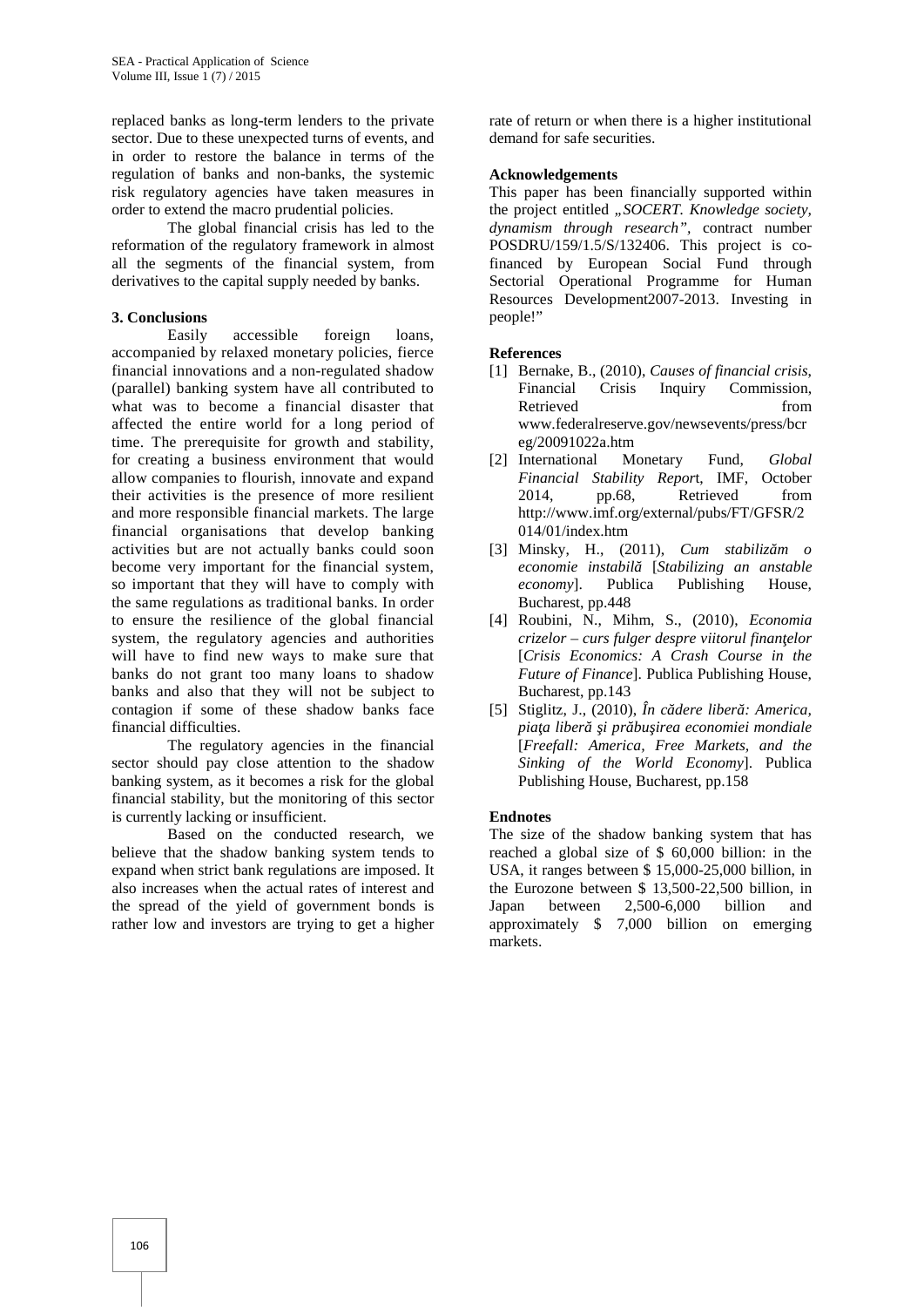replaced banks as long-term lenders to the private sector. Due to these unexpected turns of events, and in order to restore the balance in terms of the regulation of banks and non-banks, the systemic risk regulatory agencies have taken measures in order to extend the macro prudential policies.

The global financial crisis has led to the reformation of the regulatory framework in almost all the segments of the financial system, from derivatives to the capital supply needed by banks.

### 3. Conclusions

Easily accessible foreign loans, accompanied by relaxed monetary policies, fierce financial innovations and a non-regulated shadow (parallel) banking system have all contributed to what was to become a financial disaster that affected the entire world for a long period of time. The prerequisite for growth and stability, for creating a business environment that would allow companies to flourish, innovate and expand their activities is the presence of more resilient and more responsible financial markets. The large financial organisations that develop banking activities but are not actually banks could soon become very important for the financial system, so important that they will have to comply with the same regulations as traditional banks. In order to ensure the resilience of the global financial system, the regulatory agencies and authorities will have to find new ways to make sure that banks do not grant too many loans to shadow banks and also that they will not be subject to contagion if some of these shadow banks face financial difficulties.

The regulatory agencies in the financial sector should pay close attention to the shadow banking system, as it becomes a risk for the global financial stability, but the monitoring of this sector is currently lacking or insufficient.

Based on the conducted research, we believe that the shadow banking system tends to expand when strict bank regulations are imposed. It also increases when the actual rates of interest and the spread of the yield of government bonds is rather low and investors are trying to get a higher rate of return or when there is a higher institutional demand for safe securities.

### Acknowledgements

This paper has been financially supported within the project entitled *„SOCERT. Knowledge society, dynamism through research"*, contract number POSDRU/159/1.5/S/132406. This project is co-financed by European Social Fund through Sectorial Operational Programme for Human Resources Development2007-2013. Investing in people!"

### References

[1] Bernake, B., (2010), *Causes of financial crisis*, Financial Crisis Inquiry Commission, Retrieved from www.federalreserve.gov/newsevents/press/bcreg/20091022a.htm

[2] International Monetary Fund, *Global Financial Stability Report*, IMF, October 2014, pp.68, Retrieved from http://www.imf.org/external/pubs/FT/GFSR/2014/01/index.htm

[3] Minsky, H., (2011), *Cum stabilizăm o economie instabilă* [*Stabilizing an anstable economy*]. Publica Publishing House, Bucharest, pp.448

[4] Roubini, N., Mihm, S., (2010), *Economia crizelor – curs fulger despre viitorul finanţelor* [*Crisis Economics: A Crash Course in the Future of Finance*]. Publica Publishing House, Bucharest, pp.143

[5] Stiglitz, J., (2010), *În cădere liberă: America, piaţa liberă şi prăbuşirea economiei mondiale* [*Freefall: America, Free Markets, and the Sinking of the World Economy*]. Publica Publishing House, Bucharest, pp.158

### Endnotes

The size of the shadow banking system that has reached a global size of $ 60,000 billion: in the USA, it ranges between $ 15,000-25,000 billion, in the Eurozone between $ 13,500-22,500 billion, in Japan between 2,500-6,000 billion and approximately $ 7,000 billion on emerging markets.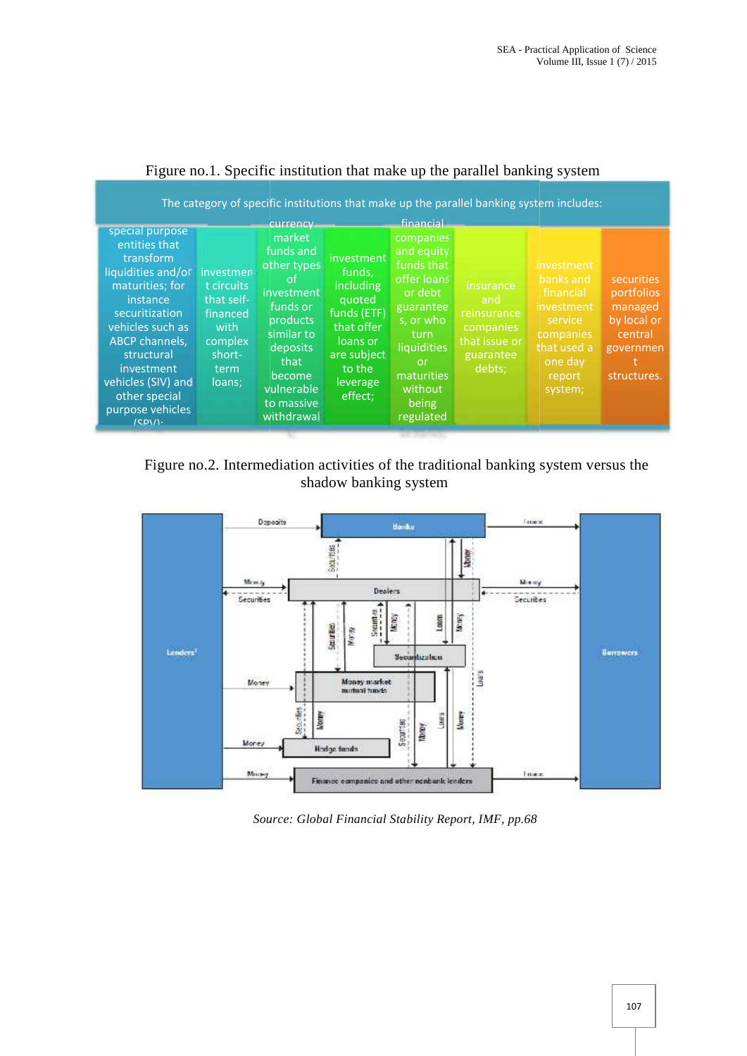Figure no.1. Specific institution that make up the parallel banking system

The category of specific institutions that make up the parallel banking system includes:

| special purpose entities that transform liquidities and/or maturities; for instance securitization vehicles such as ABCP channels, structural investment vehicles (SIV) and other special purpose vehicles (SPV); | investment circuits that self-financed with complex short-term loans; | currency market funds and other types of investment funds or products similar to deposits that become vulnerable to massive withdrawal | investment funds, including quoted funds (ETF) that offer loans or are subject to the leverage effect; | financial companies and equity funds that offer loans or debt guarantees, or who turn liquidities or maturities without being regulated | insurance and reinsurance companies that issue or guarantee debts; | investment banks and financial investment service companies that used a one day report system; | securities portfolios managed by local or central government structures. |
|---|---|---|---|---|---|---|---|

Figure no.2. Intermediation activities of the traditional banking system versus the shadow banking system

Source: *Global Financial Stability Report, IMF, pp.68*